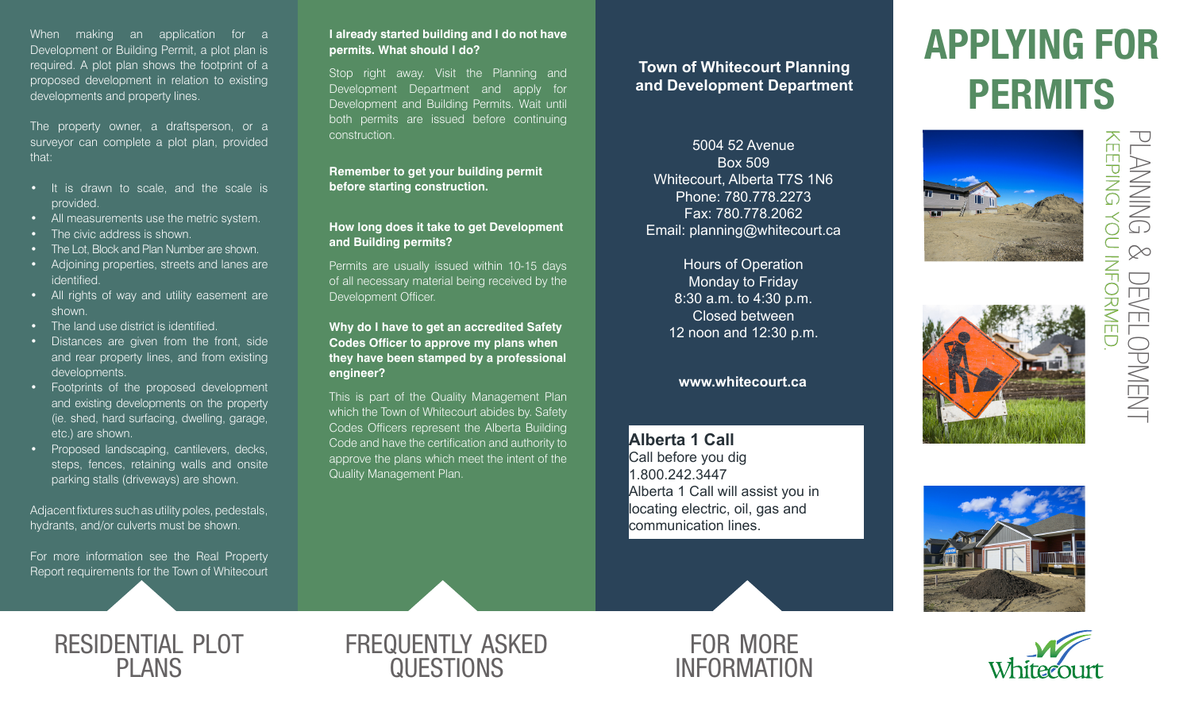# APPLYING FOR PERMITS

PLANNING & DEVELOPMENT

KEEPING YOU INFORMED.

Whitecourt

## RESIDENTIAL PLOT PLANS

When making an application for a Development or Building Permit, a plot plan is required. A plot plan shows the footprint of a proposed development in relation to existing developments and property lines.

The property owner, a draftsperson, or a surveyor can complete a plot plan, provided that:

- It is drawn to scale, and the scale is provided.
- All measurements use the metric system.
- The civic address is shown.
- The Lot, Block and Plan Number are shown.
- Adjoining properties, streets and lanes are identified.
- All rights of way and utility easement are shown.
- The land use district is identified.
- Distances are given from the front, side and rear property lines, and from existing developments.
- Footprints of the proposed development and existing developments on the property (ie. shed, hard surfacing, dwelling, garage, etc.) are shown.
- Proposed landscaping, cantilevers, decks, steps, fences, retaining walls and onsite parking stalls (driveways) are shown.

Adjacent fixtures such as utility poles, pedestals, hydrants, and/or culverts must be shown.

For more information see the Real Property Report requirements for the Town of Whitecourt

## FREQUENTLY ASKED QUESTIONS

**I already started building and I do not have permits. What should I do?**

Stop right away. Visit the Planning and Development Department and apply for Development and Building Permits. Wait until both permits are issued before continuing construction.

**Remember to get your building permit before starting construction.**

**How long does it take to get Development and Building permits?**

Permits are usually issued within 10-15 days of all necessary material being received by the Development Officer.

**Why do I have to get an accredited Safety Codes Officer to approve my plans when they have been stamped by a professional engineer?**

This is part of the Quality Management Plan which the Town of Whitecourt abides by. Safety Codes Officers represent the Alberta Building Code and have the certification and authority to approve the plans which meet the intent of the Quality Management Plan.

## FOR MORE INFORMATION

**Town of Whitecourt Planning and Development Department**

5004 52 Avenue
Box 509
Whitecourt, Alberta T7S 1N6
Phone: 780.778.2273
Fax: 780.778.2062
Email: planning@whitecourt.ca

Hours of Operation
Monday to Friday
8:30 a.m. to 4:30 p.m.
Closed between
12 noon and 12:30 p.m.

**www.whitecourt.ca**

**Alberta 1 Call**
Call before you dig
1.800.242.3447
Alberta 1 Call will assist you in locating electric, oil, gas and communication lines.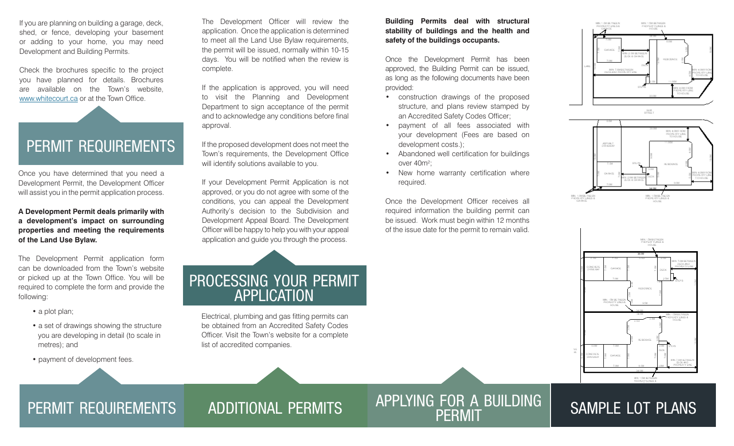If you are planning on building a garage, deck, shed, or fence, developing your basement or adding to your home, you may need Development and Building Permits.

Check the brochures specific to the project you have planned for details. Brochures are available on the Town's website, www.whitecourt.ca or at the Town Office.

## PERMIT REQUIREMENTS

Once you have determined that you need a Development Permit, the Development Officer will assist you in the permit application process.

**A Development Permit deals primarily with a development's impact on surrounding properties and meeting the requirements of the Land Use Bylaw.**

The Development Permit application form can be downloaded from the Town's website or picked up at the Town Office. You will be required to complete the form and provide the following:

- a plot plan;
- a set of drawings showing the structure you are developing in detail (to scale in metres); and
- payment of development fees.

The Development Officer will review the application. Once the application is determined to meet all the Land Use Bylaw requirements, the permit will be issued, normally within 10-15 days. You will be notified when the review is complete.

If the application is approved, you will need to visit the Planning and Development Department to sign acceptance of the permit and to acknowledge any conditions before final approval.

If the proposed development does not meet the Town's requirements, the Development Office will identify solutions available to you.

If your Development Permit Application is not approved, or you do not agree with some of the conditions, you can appeal the Development Authority's decision to the Subdivision and Development Appeal Board. The Development Officer will be happy to help you with your appeal application and guide you through the process.

## PROCESSING YOUR PERMIT APPLICATION

Electrical, plumbing and gas fitting permits can be obtained from an Accredited Safety Codes Officer. Visit the Town's website for a complete list of accredited companies.

## ADDITIONAL PERMITS

**Building Permits deal with structural stability of buildings and the health and safety of the buildings occupants.**

Once the Development Permit has been approved, the Building Permit can be issued, as long as the following documents have been provided:

- construction drawings of the proposed structure, and plans review stamped by an Accredited Safety Codes Officer;
- payment of all fees associated with your development (Fees are based on development costs.);
- Abandoned well certification for buildings over 40m²;
- New home warranty certification where required.

Once the Development Officer receives all required information the building permit can be issued. Work must begin within 12 months of the issue date for the permit to remain valid.

## APPLYING FOR A BUILDING PERMIT

## SAMPLE LOT PLANS